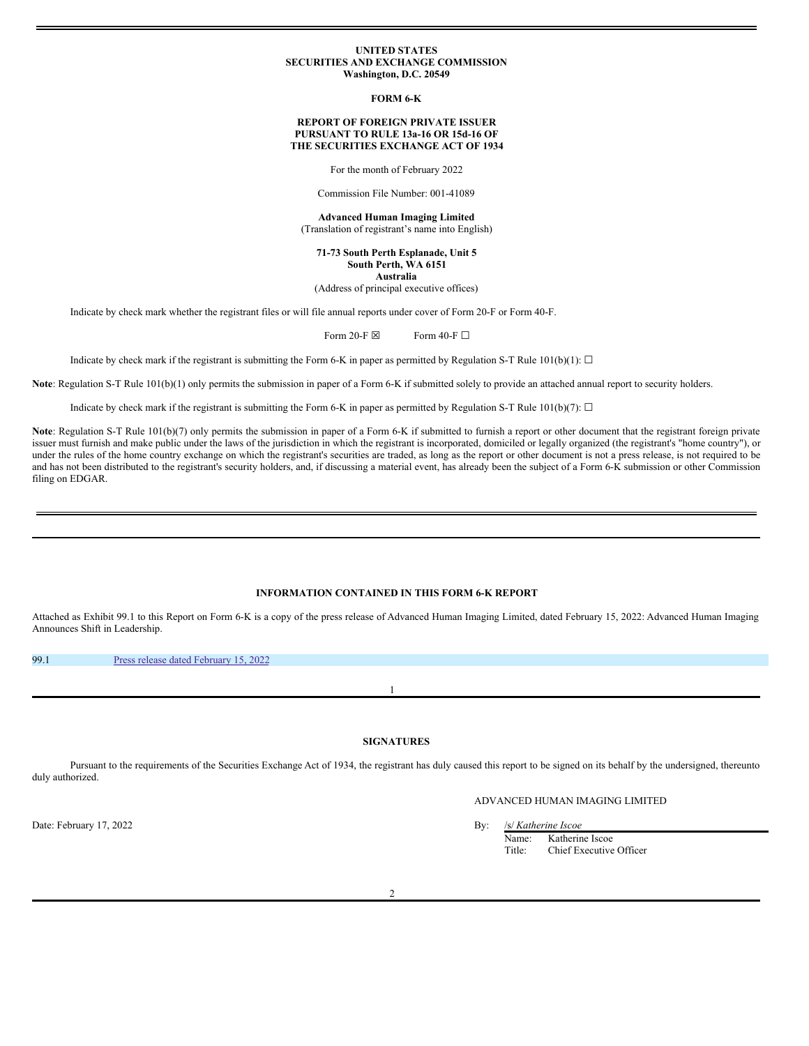**UNITED STATES**
**SECURITIES AND EXCHANGE COMMISSION**
**Washington, D.C. 20549**

**FORM 6-K**

**REPORT OF FOREIGN PRIVATE ISSUER**
**PURSUANT TO RULE 13a-16 OR 15d-16 OF**
**THE SECURITIES EXCHANGE ACT OF 1934**

For the month of February 2022

Commission File Number: 001-41089

**Advanced Human Imaging Limited**
(Translation of registrant's name into English)

**71-73 South Perth Esplanade, Unit 5**
**South Perth, WA 6151**
**Australia**
(Address of principal executive offices)

Indicate by check mark whether the registrant files or will file annual reports under cover of Form 20-F or Form 40-F.

Form 20-F ☒ Form 40-F ☐

Indicate by check mark if the registrant is submitting the Form 6-K in paper as permitted by Regulation S-T Rule 101(b)(1): ☐

**Note**: Regulation S-T Rule 101(b)(1) only permits the submission in paper of a Form 6-K if submitted solely to provide an attached annual report to security holders.

Indicate by check mark if the registrant is submitting the Form 6-K in paper as permitted by Regulation S-T Rule 101(b)(7): ☐

**Note**: Regulation S-T Rule 101(b)(7) only permits the submission in paper of a Form 6-K if submitted to furnish a report or other document that the registrant foreign private issuer must furnish and make public under the laws of the jurisdiction in which the registrant is incorporated, domiciled or legally organized (the registrant's "home country"), or under the rules of the home country exchange on which the registrant's securities are traded, as long as the report or other document is not a press release, is not required to be and has not been distributed to the registrant's security holders, and, if discussing a material event, has already been the subject of a Form 6-K submission or other Commission filing on EDGAR.

**INFORMATION CONTAINED IN THIS FORM 6-K REPORT**

Attached as Exhibit 99.1 to this Report on Form 6-K is a copy of the press release of Advanced Human Imaging Limited, dated February 15, 2022: Advanced Human Imaging Announces Shift in Leadership.

| | |
|---|---|
| 99.1 | Press release dated February 15, 2022 |

**SIGNATURES**

Pursuant to the requirements of the Securities Exchange Act of 1934, the registrant has duly caused this report to be signed on its behalf by the undersigned, thereunto duly authorized.

ADVANCED HUMAN IMAGING LIMITED

Date: February 17, 2022

By: /s/ *Katherine Iscoe*
Name: Katherine Iscoe
Title: Chief Executive Officer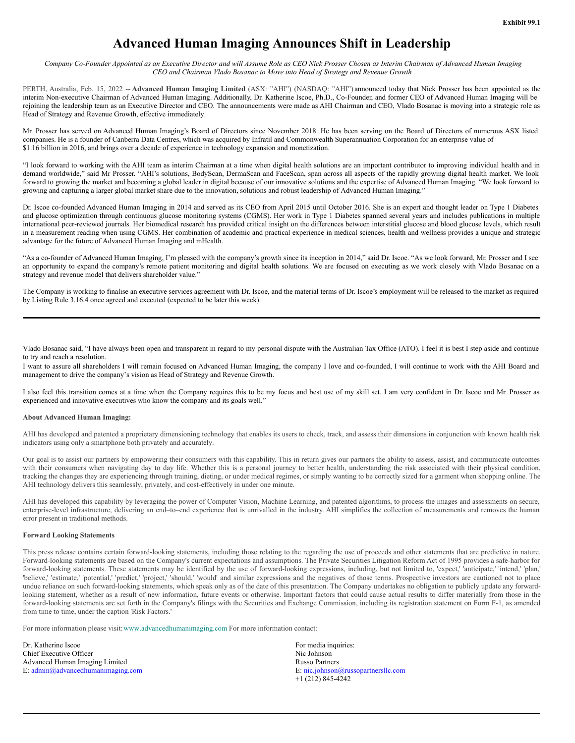Exhibit 99.1

# Advanced Human Imaging Announces Shift in Leadership

*Company Co-Founder Appointed as an Executive Director and will Assume Role as CEO Nick Prosser Chosen as Interim Chairman of Advanced Human Imaging CEO and Chairman Vlado Bosanac to Move into Head of Strategy and Revenue Growth*

PERTH, Australia, Feb. 15, 2022 -- **Advanced Human Imaging Limited** (ASX: "AHI") (NASDAQ: "AHI") announced today that Nick Prosser has been appointed as the interim Non-executive Chairman of Advanced Human Imaging. Additionally, Dr. Katherine Iscoe, Ph.D., Co-Founder, and former CEO of Advanced Human Imaging will be rejoining the leadership team as an Executive Director and CEO. The announcements were made as AHI Chairman and CEO, Vlado Bosanac is moving into a strategic role as Head of Strategy and Revenue Growth, effective immediately.

Mr. Prosser has served on Advanced Human Imaging's Board of Directors since November 2018. He has been serving on the Board of Directors of numerous ASX listed companies. He is a founder of Canberra Data Centres, which was acquired by Infratil and Commonwealth Superannuation Corporation for an enterprise value of $1.16 billion in 2016, and brings over a decade of experience in technology expansion and monetization.

"I look forward to working with the AHI team as interim Chairman at a time when digital health solutions are an important contributor to improving individual health and in demand worldwide," said Mr Prosser. "AHI's solutions, BodyScan, DermaScan and FaceScan, span across all aspects of the rapidly growing digital health market. We look forward to growing the market and becoming a global leader in digital because of our innovative solutions and the expertise of Advanced Human Imaging. "We look forward to growing and capturing a larger global market share due to the innovation, solutions and robust leadership of Advanced Human Imaging."

Dr. Iscoe co-founded Advanced Human Imaging in 2014 and served as its CEO from April 2015 until October 2016. She is an expert and thought leader on Type 1 Diabetes and glucose optimization through continuous glucose monitoring systems (CGMS). Her work in Type 1 Diabetes spanned several years and includes publications in multiple international peer-reviewed journals. Her biomedical research has provided critical insight on the differences between interstitial glucose and blood glucose levels, which result in a measurement reading when using CGMS. Her combination of academic and practical experience in medical sciences, health and wellness provides a unique and strategic advantage for the future of Advanced Human Imaging and mHealth.

"As a co-founder of Advanced Human Imaging, I'm pleased with the company's growth since its inception in 2014," said Dr. Iscoe. "As we look forward, Mr. Prosser and I see an opportunity to expand the company's remote patient monitoring and digital health solutions. We are focused on executing as we work closely with Vlado Bosanac on a strategy and revenue model that delivers shareholder value."

The Company is working to finalise an executive services agreement with Dr. Iscoe, and the material terms of Dr. Iscoe's employment will be released to the market as required by Listing Rule 3.16.4 once agreed and executed (expected to be later this week).

---

Vlado Bosanac said, "I have always been open and transparent in regard to my personal dispute with the Australian Tax Office (ATO). I feel it is best I step aside and continue to try and reach a resolution.

I want to assure all shareholders I will remain focused on Advanced Human Imaging, the company I love and co-founded, I will continue to work with the AHI Board and management to drive the company's vision as Head of Strategy and Revenue Growth.

I also feel this transition comes at a time when the Company requires this to be my focus and best use of my skill set. I am very confident in Dr. Iscoe and Mr. Prosser as experienced and innovative executives who know the company and its goals well."

**About Advanced Human Imaging:**

AHI has developed and patented a proprietary dimensioning technology that enables its users to check, track, and assess their dimensions in conjunction with known health risk indicators using only a smartphone both privately and accurately.

Our goal is to assist our partners by empowering their consumers with this capability. This in return gives our partners the ability to assess, assist, and communicate outcomes with their consumers when navigating day to day life. Whether this is a personal journey to better health, understanding the risk associated with their physical condition, tracking the changes they are experiencing through training, dieting, or under medical regimes, or simply wanting to be correctly sized for a garment when shopping online. The AHI technology delivers this seamlessly, privately, and cost-effectively in under one minute.

AHI has developed this capability by leveraging the power of Computer Vision, Machine Learning, and patented algorithms, to process the images and assessments on secure, enterprise-level infrastructure, delivering an end–to–end experience that is unrivalled in the industry. AHI simplifies the collection of measurements and removes the human error present in traditional methods.

**Forward Looking Statements**

This press release contains certain forward-looking statements, including those relating to the regarding the use of proceeds and other statements that are predictive in nature. Forward-looking statements are based on the Company's current expectations and assumptions. The Private Securities Litigation Reform Act of 1995 provides a safe-harbor for forward-looking statements. These statements may be identified by the use of forward-looking expressions, including, but not limited to, 'expect,' 'anticipate,' 'intend,' 'plan,' 'believe,' 'estimate,' 'potential,' 'predict,' 'project,' 'should,' 'would' and similar expressions and the negatives of those terms. Prospective investors are cautioned not to place undue reliance on such forward-looking statements, which speak only as of the date of this presentation. The Company undertakes no obligation to publicly update any forward-looking statement, whether as a result of new information, future events or otherwise. Important factors that could cause actual results to differ materially from those in the forward-looking statements are set forth in the Company's filings with the Securities and Exchange Commission, including its registration statement on Form F-1, as amended from time to time, under the caption 'Risk Factors.'

For more information please visit: www.advancedhumanimaging.com For more information contact:

Dr. Katherine Iscoe
Chief Executive Officer
Advanced Human Imaging Limited
E: admin@advancedhumanimaging.com

For media inquiries:
Nic Johnson
Russo Partners
E: nic.johnson@russopartnersllc.com
+1 (212) 845-4242